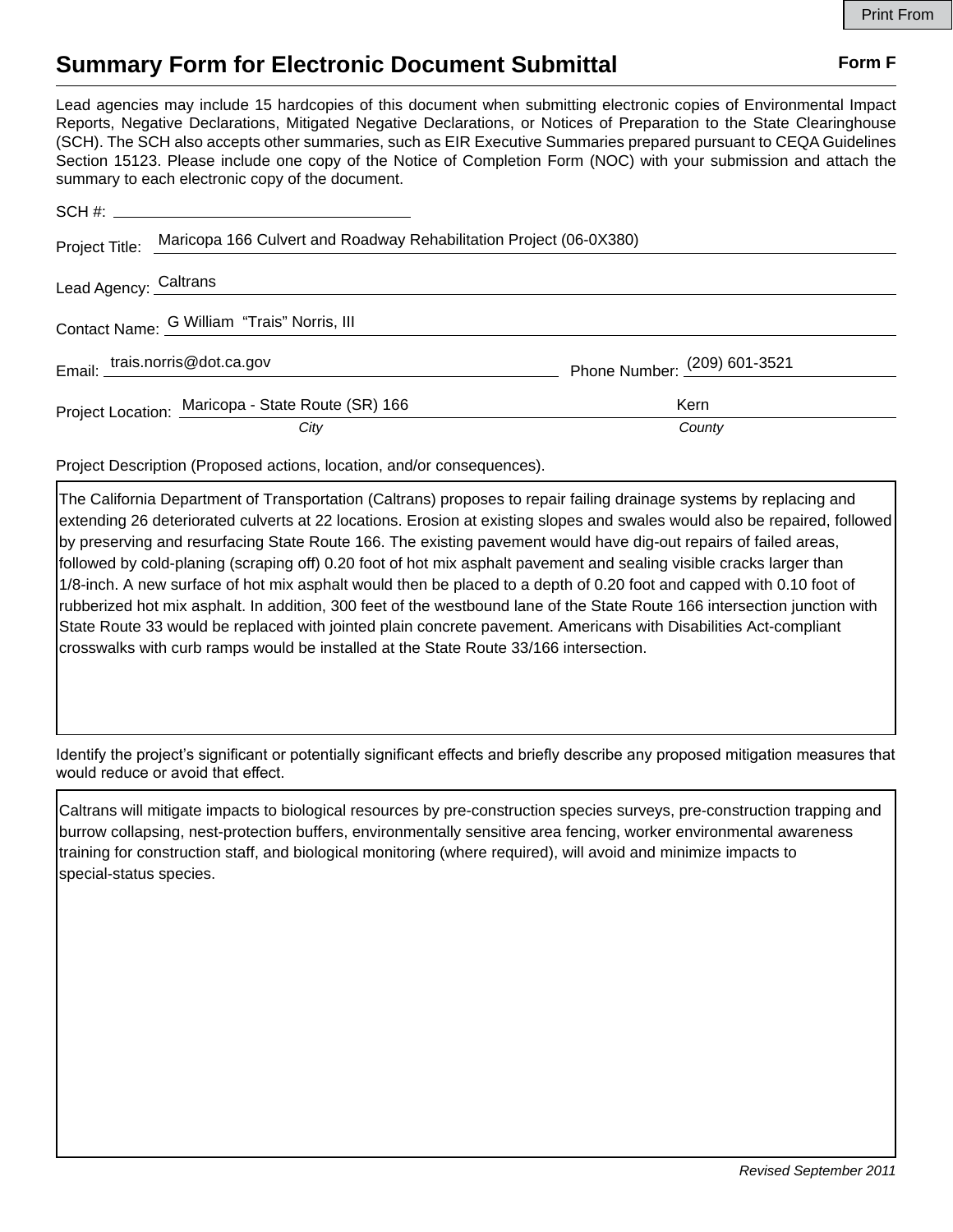Print From

# Summary Form for Electronic Document Submittal

**Form F**

Lead agencies may include 15 hardcopies of this document when submitting electronic copies of Environmental Impact Reports, Negative Declarations, Mitigated Negative Declarations, or Notices of Preparation to the State Clearinghouse (SCH). The SCH also accepts other summaries, such as EIR Executive Summaries prepared pursuant to CEQA Guidelines Section 15123. Please include one copy of the Notice of Completion Form (NOC) with your submission and attach the summary to each electronic copy of the document.

SCH #: 

Project Title: Maricopa 166 Culvert and Roadway Rehabilitation Project (06-0X380)

Lead Agency: Caltrans

Contact Name: G William "Trais" Norris, III

Email: trais.norris@dot.ca.gov

Phone Number: (209) 601-3521

Project Location: Maricopa - State Route (SR) 166 (*City*), Kern (*County*)

Project Description (Proposed actions, location, and/or consequences).

The California Department of Transportation (Caltrans) proposes to repair failing drainage systems by replacing and extending 26 deteriorated culverts at 22 locations. Erosion at existing slopes and swales would also be repaired, followed by preserving and resurfacing State Route 166. The existing pavement would have dig-out repairs of failed areas, followed by cold-planing (scraping off) 0.20 foot of hot mix asphalt pavement and sealing visible cracks larger than 1/8-inch. A new surface of hot mix asphalt would then be placed to a depth of 0.20 foot and capped with 0.10 foot of rubberized hot mix asphalt. In addition, 300 feet of the westbound lane of the State Route 166 intersection junction with State Route 33 would be replaced with jointed plain concrete pavement. Americans with Disabilities Act-compliant crosswalks with curb ramps would be installed at the State Route 33/166 intersection.

Identify the project's significant or potentially significant effects and briefly describe any proposed mitigation measures that would reduce or avoid that effect.

Caltrans will mitigate impacts to biological resources by pre-construction species surveys, pre-construction trapping and burrow collapsing, nest-protection buffers, environmentally sensitive area fencing, worker environmental awareness training for construction staff, and biological monitoring (where required), will avoid and minimize impacts to special-status species.

*Revised September 2011*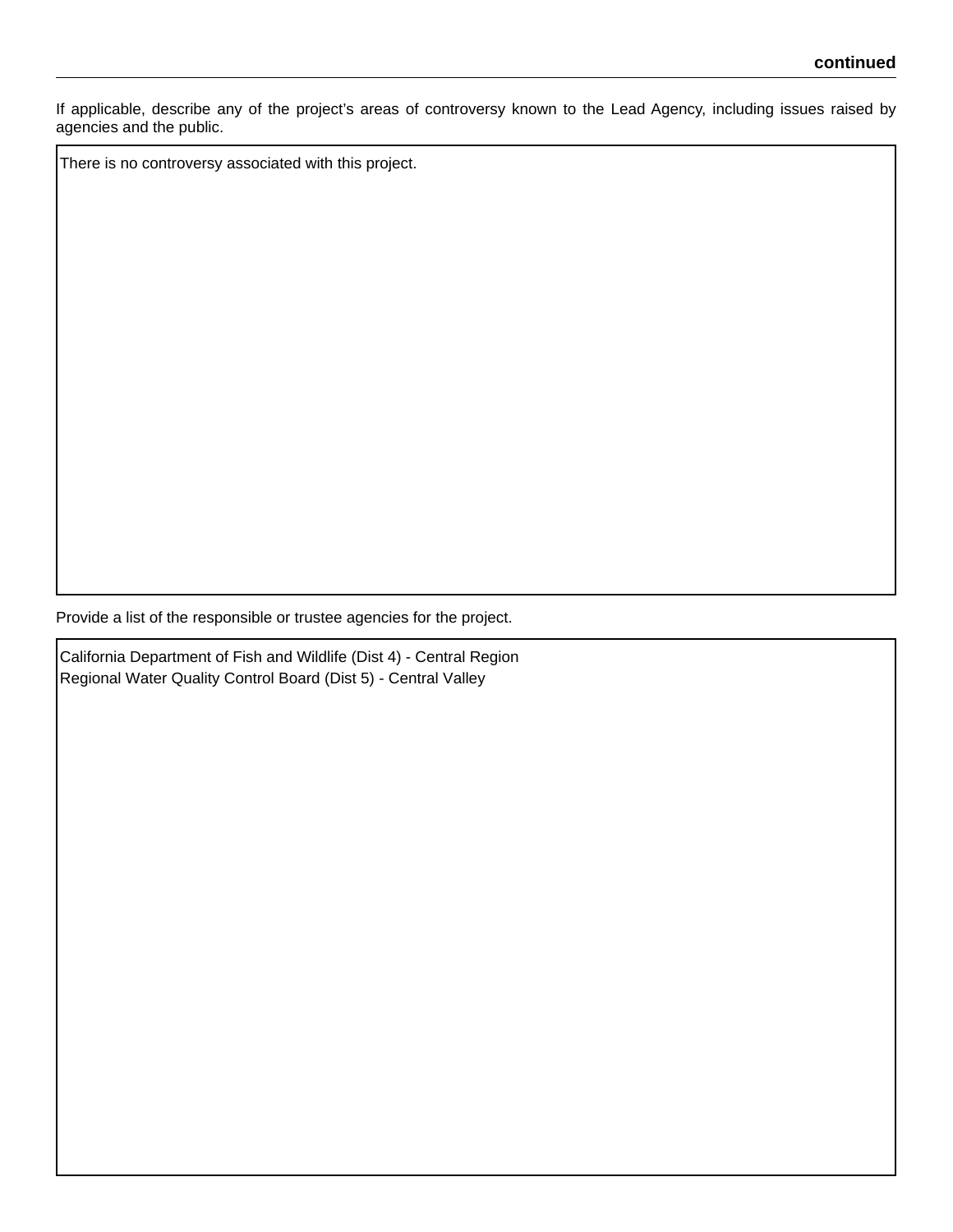**continued**

If applicable, describe any of the project's areas of controversy known to the Lead Agency, including issues raised by agencies and the public.

There is no controversy associated with this project.

Provide a list of the responsible or trustee agencies for the project.

California Department of Fish and Wildlife (Dist 4) - Central Region
Regional Water Quality Control Board (Dist 5) - Central Valley